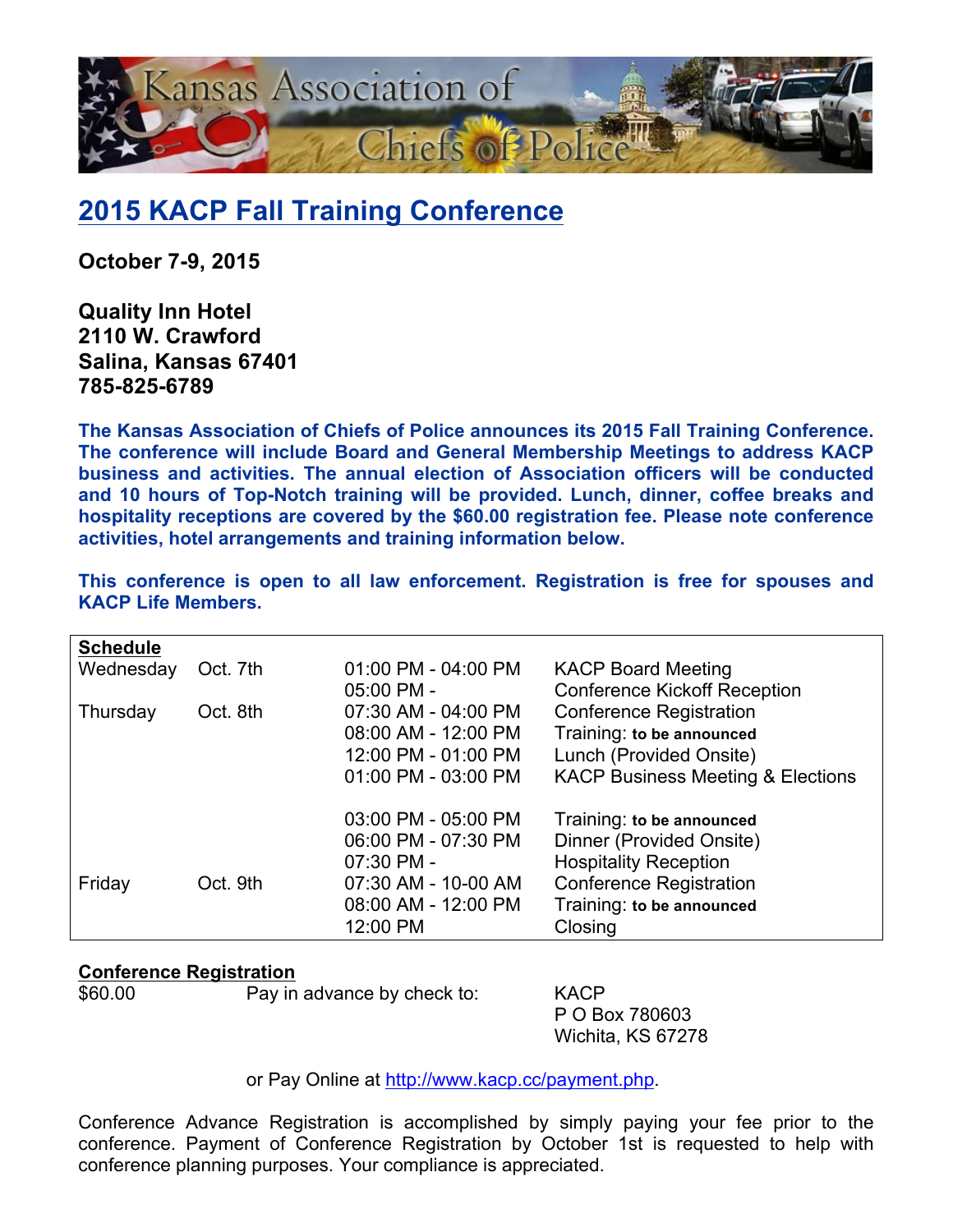Kansas Association of Chiefs of Police

# [2015 KACP Fall Training Conference](#)

**October 7-9, 2015**

**Quality Inn Hotel**
**2110 W. Crawford**
**Salina, Kansas 67401**
**785-825-6789**

**The Kansas Association of Chiefs of Police announces its 2015 Fall Training Conference. The conference will include Board and General Membership Meetings to address KACP business and activities. The annual election of Association officers will be conducted and 10 hours of Top-Notch training will be provided. Lunch, dinner, coffee breaks and hospitality receptions are covered by the $60.00 registration fee. Please note conference activities, hotel arrangements and training information below.**

**This conference is open to all law enforcement. Registration is free for spouses and KACP Life Members.**

| **Schedule** | | | |
|---|---|---|---|
| Wednesday | Oct. 7th | 01:00 PM - 04:00 PM | KACP Board Meeting |
| | | 05:00 PM - | Conference Kickoff Reception |
| Thursday | Oct. 8th | 07:30 AM - 04:00 PM | Conference Registration |
| | | 08:00 AM - 12:00 PM | Training: **to be announced** |
| | | 12:00 PM - 01:00 PM | Lunch (Provided Onsite) |
| | | 01:00 PM - 03:00 PM | KACP Business Meeting & Elections |
| | | 03:00 PM - 05:00 PM | Training: **to be announced** |
| | | 06:00 PM - 07:30 PM | Dinner (Provided Onsite) |
| | | 07:30 PM - | Hospitality Reception |
| Friday | Oct. 9th | 07:30 AM - 10-00 AM | Conference Registration |
| | | 08:00 AM - 12:00 PM | Training: **to be announced** |
| | | 12:00 PM | Closing |

**Conference Registration**

$60.00 Pay in advance by check to:

KACP
P O Box 780603
Wichita, KS 67278

or Pay Online at http://www.kacp.cc/payment.php.

Conference Advance Registration is accomplished by simply paying your fee prior to the conference. Payment of Conference Registration by October 1st is requested to help with conference planning purposes. Your compliance is appreciated.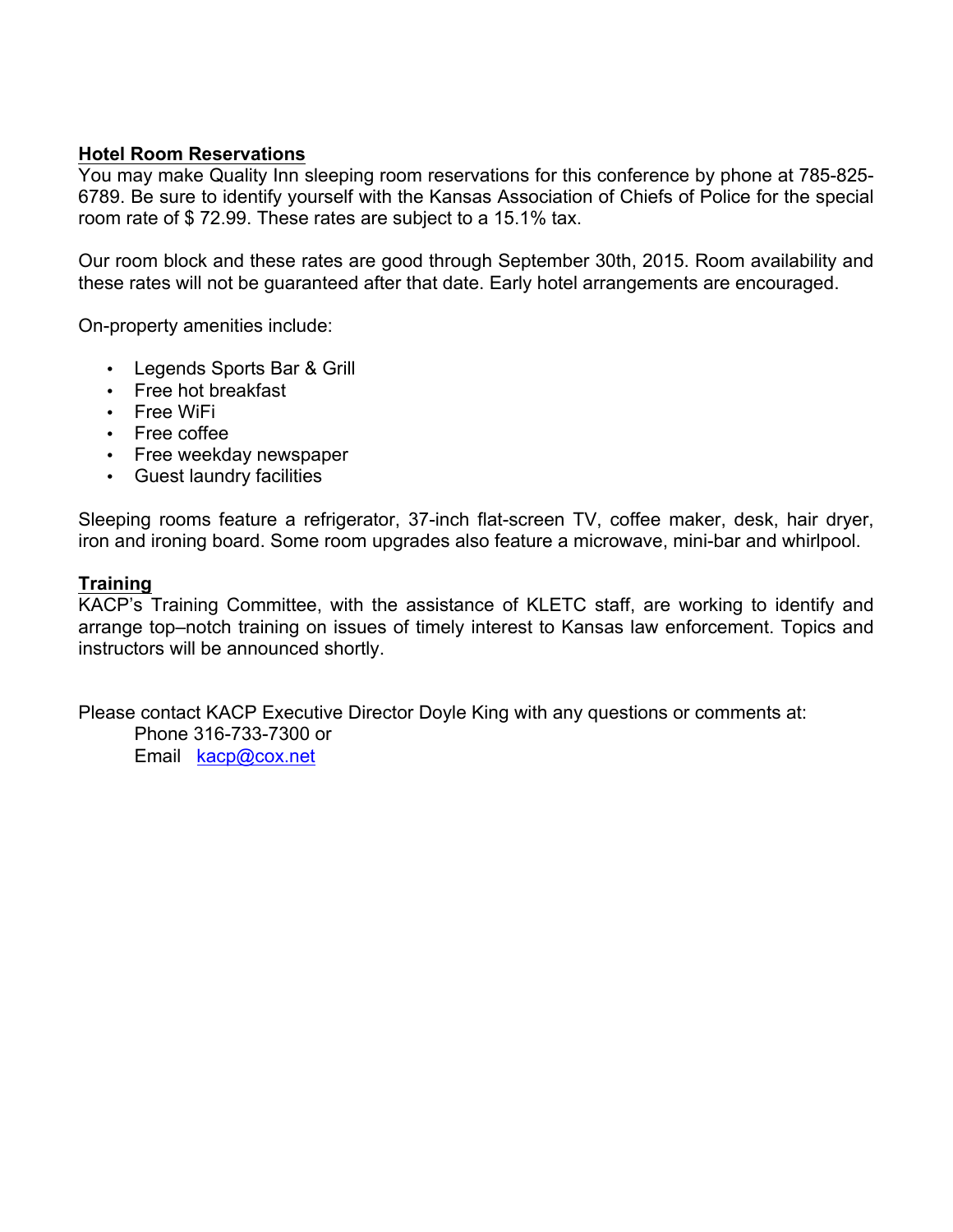**Hotel Room Reservations**

You may make Quality Inn sleeping room reservations for this conference by phone at 785-825-6789. Be sure to identify yourself with the Kansas Association of Chiefs of Police for the special room rate of $ 72.99. These rates are subject to a 15.1% tax.

Our room block and these rates are good through September 30th, 2015. Room availability and these rates will not be guaranteed after that date. Early hotel arrangements are encouraged.

On-property amenities include:

- Legends Sports Bar & Grill
- Free hot breakfast
- Free WiFi
- Free coffee
- Free weekday newspaper
- Guest laundry facilities

Sleeping rooms feature a refrigerator, 37-inch flat-screen TV, coffee maker, desk, hair dryer, iron and ironing board. Some room upgrades also feature a microwave, mini-bar and whirlpool.

**Training**

KACP's Training Committee, with the assistance of KLETC staff, are working to identify and arrange top–notch training on issues of timely interest to Kansas law enforcement. Topics and instructors will be announced shortly.

Please contact KACP Executive Director Doyle King with any questions or comments at:

Phone 316-733-7300 or
Email kacp@cox.net